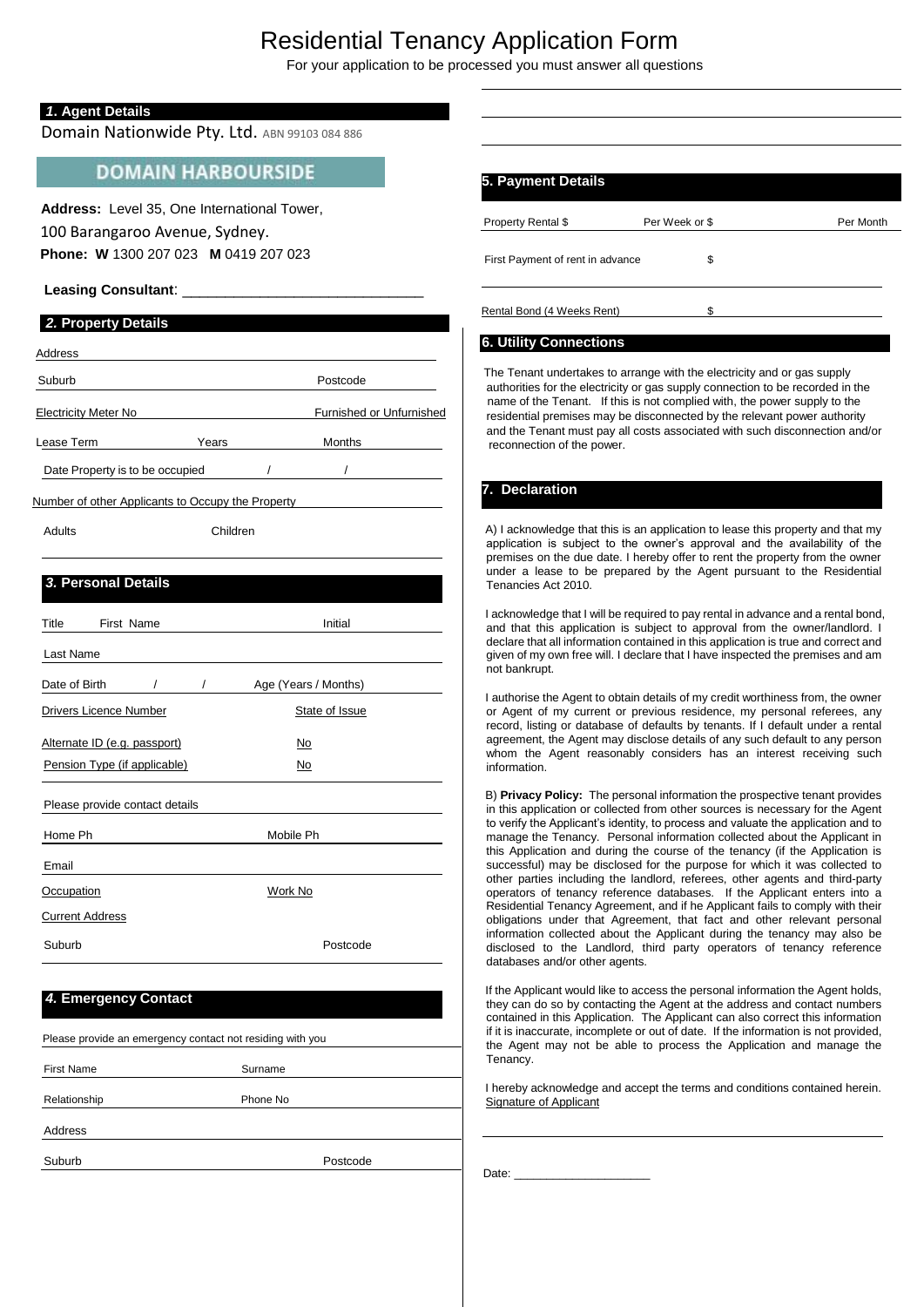# Residential Tenancy Application Form

For your application to be processed you must answer all questions

## 1. Agent Details

Domain Nationwide Pty. Ltd. ABN 99103 084 886

**DOMAIN HARBOURSIDE**

**Address:** Level 35, One International Tower,
100 Barangaroo Avenue, Sydney.
**Phone: W** 1300 207 023 **M** 0419 207 023

**Leasing Consultant**: ______________________________

## 2. Property Details

Address

Suburb Postcode

Electricity Meter No Furnished or Unfurnished

Lease Term Years Months

Date Property is to be occupied / /

Number of other Applicants to Occupy the Property

Adults Children

## 3. Personal Details

Title First Name Initial

Last Name

Date of Birth / / Age (Years / Months)

Drivers Licence Number State of Issue

Alternate ID (e.g. passport) No

Pension Type (if applicable) No

Please provide contact details

Home Ph Mobile Ph

Email

Occupation Work No

Current Address

Suburb Postcode

## 4. Emergency Contact

Please provide an emergency contact not residing with you

First Name Surname

Relationship Phone No

Address

Suburb Postcode

## 5. Payment Details

Property Rental $ Per Week or $ Per Month

First Payment of rent in advance $

Rental Bond (4 Weeks Rent) $

## 6. Utility Connections

The Tenant undertakes to arrange with the electricity and or gas supply authorities for the electricity or gas supply connection to be recorded in the name of the Tenant. If this is not complied with, the power supply to the residential premises may be disconnected by the relevant power authority and the Tenant must pay all costs associated with such disconnection and/or reconnection of the power.

## 7. Declaration

A) I acknowledge that this is an application to lease this property and that my application is subject to the owner's approval and the availability of the premises on the due date. I hereby offer to rent the property from the owner under a lease to be prepared by the Agent pursuant to the Residential Tenancies Act 2010.

I acknowledge that I will be required to pay rental in advance and a rental bond, and that this application is subject to approval from the owner/landlord. I declare that all information contained in this application is true and correct and given of my own free will. I declare that I have inspected the premises and am not bankrupt.

I authorise the Agent to obtain details of my credit worthiness from, the owner or Agent of my current or previous residence, my personal referees, any record, listing or database of defaults by tenants. If I default under a rental agreement, the Agent may disclose details of any such default to any person whom the Agent reasonably considers has an interest receiving such information.

B) **Privacy Policy:** The personal information the prospective tenant provides in this application or collected from other sources is necessary for the Agent to verify the Applicant's identity, to process and valuate the application and to manage the Tenancy. Personal information collected about the Applicant in this Application and during the course of the tenancy (if the Application is successful) may be disclosed for the purpose for which it was collected to other parties including the landlord, referees, other agents and third-party operators of tenancy reference databases. If the Applicant enters into a Residential Tenancy Agreement, and if he Applicant fails to comply with their obligations under that Agreement, that fact and other relevant personal information collected about the Applicant during the tenancy may also be disclosed to the Landlord, third party operators of tenancy reference databases and/or other agents.

If the Applicant would like to access the personal information the Agent holds, they can do so by contacting the Agent at the address and contact numbers contained in this Application. The Applicant can also correct this information if it is inaccurate, incomplete or out of date. If the information is not provided, the Agent may not be able to process the Application and manage the Tenancy.

I hereby acknowledge and accept the terms and conditions contained herein.
Signature of Applicant

Date: ____________________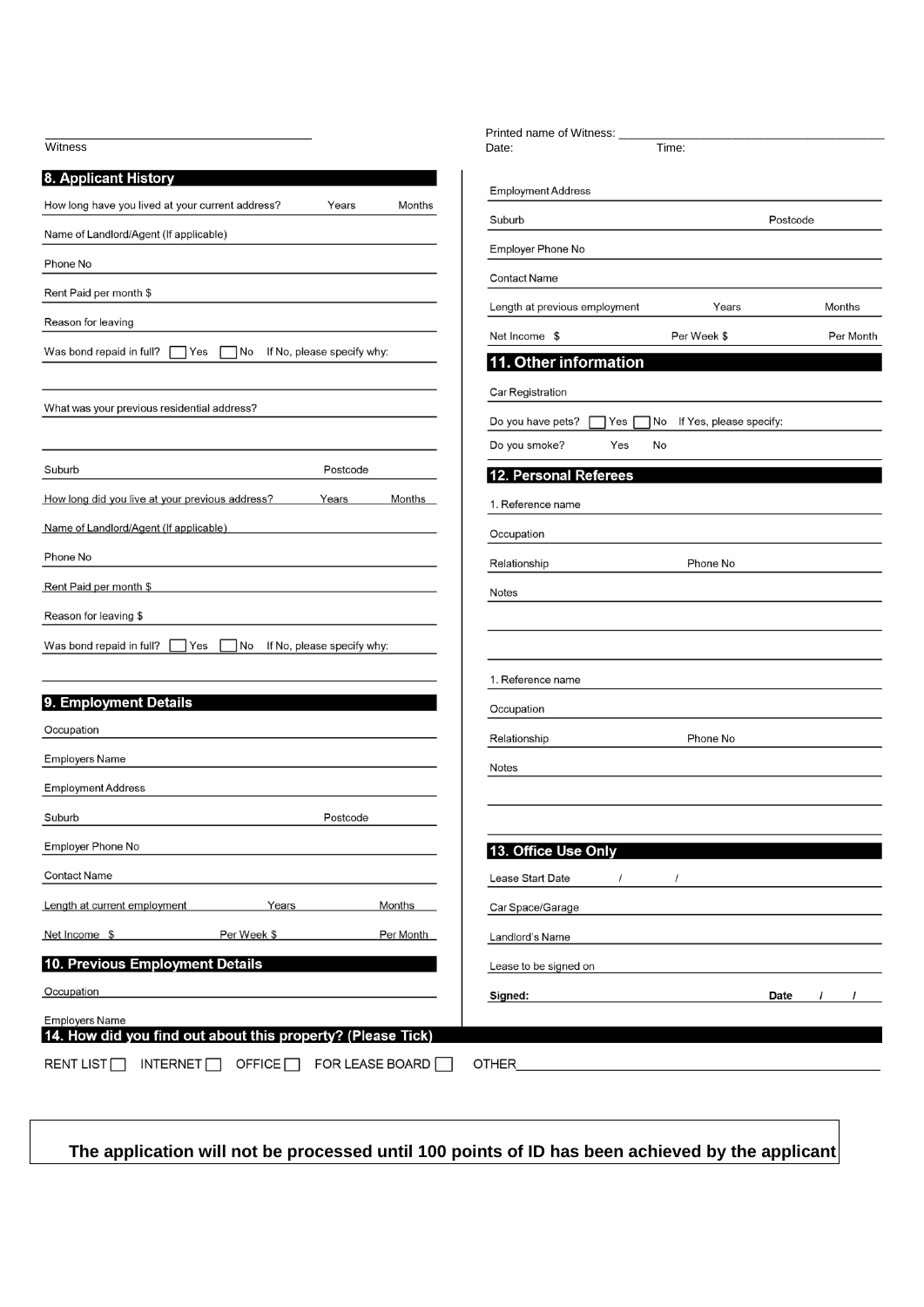Witness ______________________________

Printed name of Witness: ______________________________

Date: Time:

## 8. Applicant History

How long have you lived at your current address? Years Months

Name of Landlord/Agent (If applicable)

Phone No

Rent Paid per month $

Reason for leaving

Was bond repaid in full? ☐ Yes ☐ No If No, please specify why:

What was your previous residential address?

Suburb Postcode

How long did you live at your previous address? Years Months

Name of Landlord/Agent (If applicable)

Phone No

Rent Paid per month $

Reason for leaving $

Was bond repaid in full? ☐ Yes ☐ No If No, please specify why:

## 9. Employment Details

Occupation

Employers Name

Employment Address

Suburb Postcode

Employer Phone No

Contact Name

Length at current employment Years Months

Net Income $ Per Week $ Per Month

## 10. Previous Employment Details

Occupation

Employers Name

Employment Address

Suburb Postcode

Employer Phone No

Contact Name

Length at previous employment Years Months

Net Income $ Per Week $ Per Month

## 11. Other information

Car Registration

Do you have pets? ☐ Yes ☐ No If Yes, please specify:

Do you smoke? Yes No

## 12. Personal Referees

1. Reference name

Occupation

Relationship Phone No

Notes

1. Reference name

Occupation

Relationship Phone No

Notes

## 13. Office Use Only

Lease Start Date / /

Car Space/Garage

Landlord's Name

Lease to be signed on

**Signed:** **Date / /**

## 14. How did you find out about this property? (Please Tick)

RENT LIST ☐ INTERNET ☐ OFFICE ☐ FOR LEASE BOARD ☐ OTHER ______________________________

**The application will not be processed until 100 points of ID has been achieved by the applicant**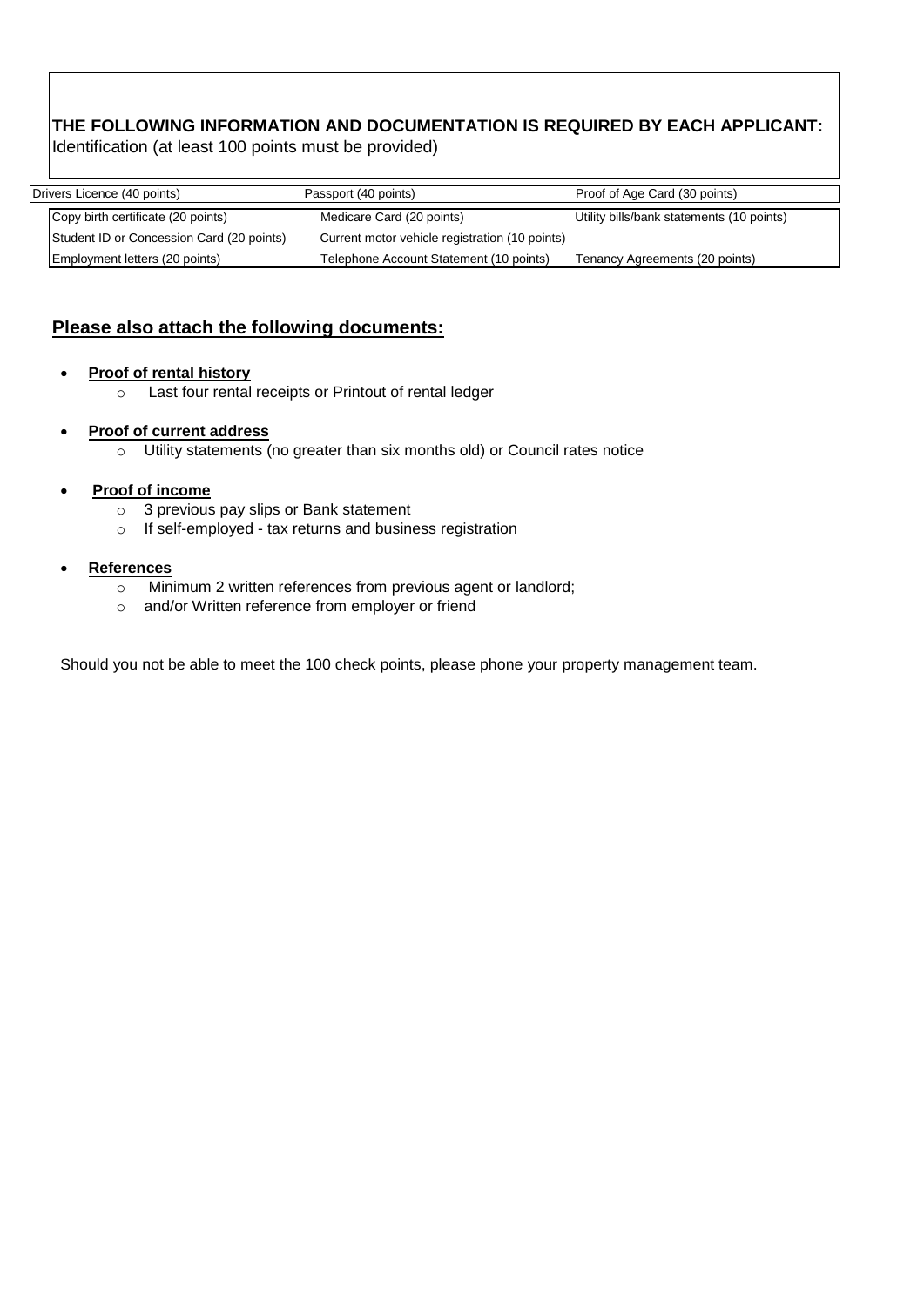**THE FOLLOWING INFORMATION AND DOCUMENTATION IS REQUIRED BY EACH APPLICANT:**
Identification (at least 100 points must be provided)

| | | |
|---|---|---|
| Drivers Licence (40 points) | Passport (40 points) | Proof of Age Card (30 points) |
| Copy birth certificate (20 points) | Medicare Card (20 points) | Utility bills/bank statements (10 points) |
| Student ID or Concession Card (20 points) | Current motor vehicle registration (10 points) | |
| Employment letters (20 points) | Telephone Account Statement (10 points) | Tenancy Agreements (20 points) |

## Please also attach the following documents:

- **Proof of rental history**
  - Last four rental receipts or Printout of rental ledger
- **Proof of current address**
  - Utility statements (no greater than six months old) or Council rates notice
- **Proof of income**
  - 3 previous pay slips or Bank statement
  - If self-employed - tax returns and business registration
- **References**
  - Minimum 2 written references from previous agent or landlord;
  - and/or Written reference from employer or friend

Should you not be able to meet the 100 check points, please phone your property management team.